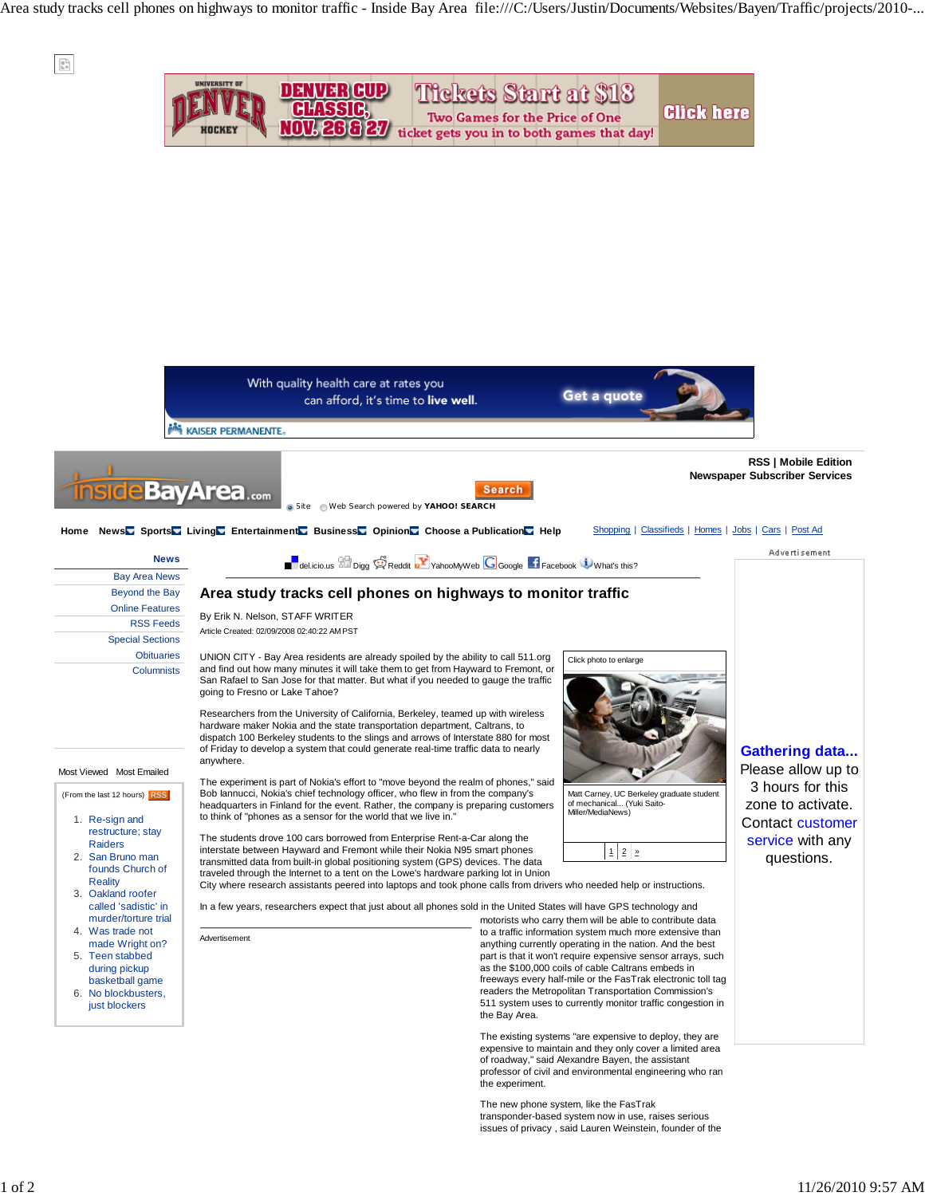# Area study tracks cell phones on highways to monitor traffic

By Erik N. Nelson, STAFF WRITER

Article Created: 02/09/2008 02:40:22 AM PST

UNION CITY - Bay Area residents are already spoiled by the ability to call 511.org and find out how many minutes it will take them to get from Hayward to Fremont, or San Rafael to San Jose for that matter. But what if you needed to gauge the traffic going to Fresno or Lake Tahoe?

Researchers from the University of California, Berkeley, teamed up with wireless hardware maker Nokia and the state transportation department, Caltrans, to dispatch 100 Berkeley students to the slings and arrows of Interstate 880 for most of Friday to develop a system that could generate real-time traffic data to nearly anywhere.

The experiment is part of Nokia's effort to "move beyond the realm of phones," said Bob Iannucci, Nokia's chief technology officer, who flew in from the company's headquarters in Finland for the event. Rather, the company is preparing customers to think of "phones as a sensor for the world that we live in."

Matt Carney, UC Berkeley graduate student of mechanical... (Yuki Saito-Miller/MediaNews)

The students drove 100 cars borrowed from Enterprise Rent-a-Car along the interstate between Hayward and Fremont while their Nokia N95 smart phones transmitted data from built-in global positioning system (GPS) devices. The data traveled through the Internet to a tent on the Lowe's hardware parking lot in Union City where research assistants peered into laptops and took phone calls from drivers who needed help or instructions.

In a few years, researchers expect that just about all phones sold in the United States will have GPS technology and motorists who carry them will be able to contribute data to a traffic information system much more extensive than anything currently operating in the nation. And the best part is that it won't require expensive sensor arrays, such as the $100,000 coils of cable Caltrans embeds in freeways every half-mile or the FasTrak electronic toll tag readers the Metropolitan Transportation Commission's 511 system uses to currently monitor traffic congestion in the Bay Area.

The existing systems "are expensive to deploy, they are expensive to maintain and they only cover a limited area of roadway," said Alexandre Bayen, the assistant professor of civil and environmental engineering who ran the experiment.

The new phone system, like the FasTrak transponder-based system now in use, raises serious issues of privacy , said Lauren Weinstein, founder of the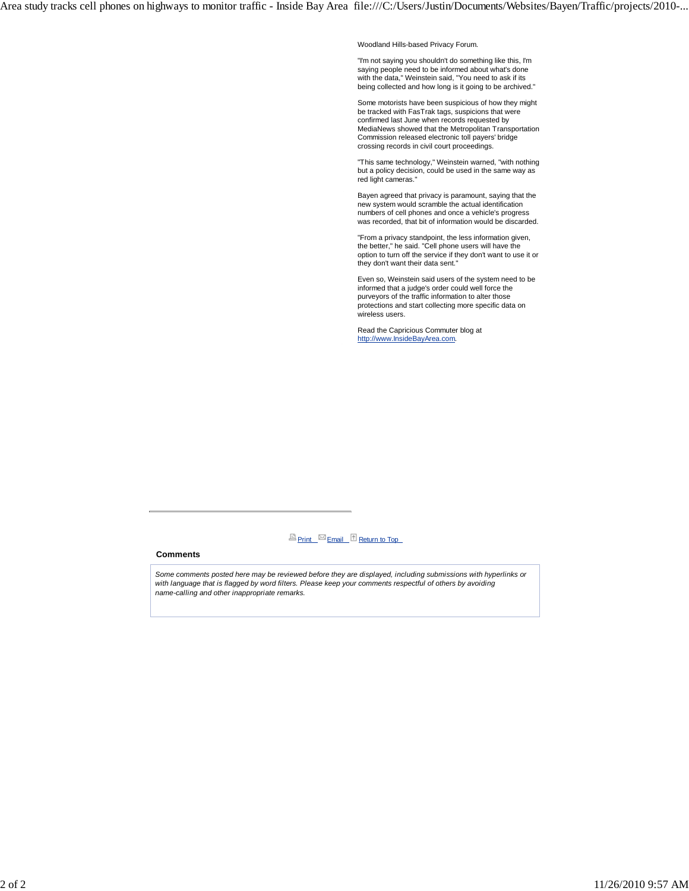Woodland Hills-based Privacy Forum.

"I'm not saying you shouldn't do something like this, I'm saying people need to be informed about what's done with the data," Weinstein said, "You need to ask if its being collected and how long is it going to be archived."

Some motorists have been suspicious of how they might be tracked with FasTrak tags, suspicions that were confirmed last June when records requested by MediaNews showed that the Metropolitan Transportation Commission released electronic toll payers' bridge crossing records in civil court proceedings.

"This same technology," Weinstein warned, "with nothing but a policy decision, could be used in the same way as red light cameras."

Bayen agreed that privacy is paramount, saying that the new system would scramble the actual identification numbers of cell phones and once a vehicle's progress was recorded, that bit of information would be discarded.

"From a privacy standpoint, the less information given, the better," he said. "Cell phone users will have the option to turn off the service if they don't want to use it or they don't want their data sent."

Even so, Weinstein said users of the system need to be informed that a judge's order could well force the purveyors of the traffic information to alter those protections and start collecting more specific data on wireless users.

Read the Capricious Commuter blog at http://www.InsideBayArea.com.

Print Email Return to Top

**Comments**

*Some comments posted here may be reviewed before they are displayed, including submissions with hyperlinks or with language that is flagged by word filters. Please keep your comments respectful of others by avoiding name-calling and other inappropriate remarks.*